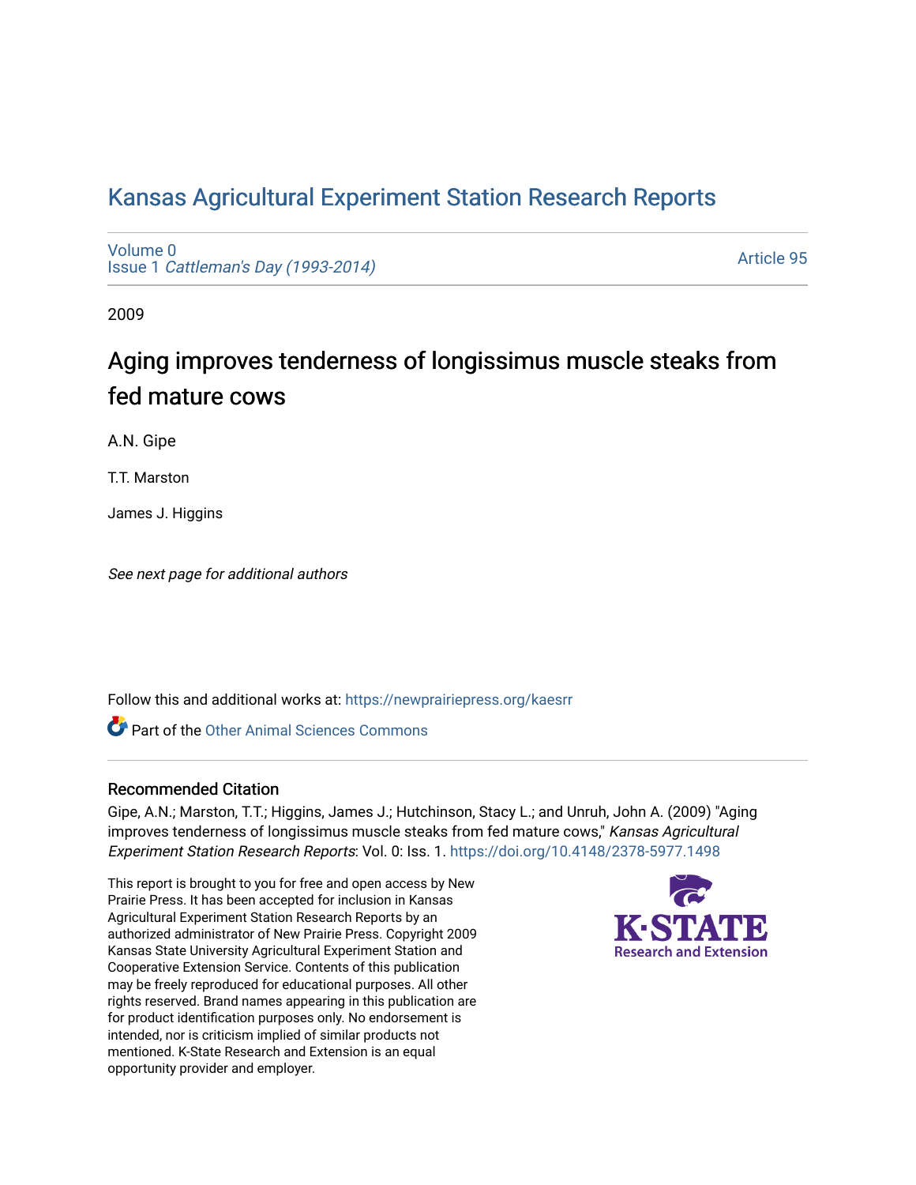# Kansas Agricultural Experiment Station Research Reports

Volume 0
Issue 1 *Cattleman's Day (1993-2014)*

Article 95

2009

## Aging improves tenderness of longissimus muscle steaks from fed mature cows

A.N. Gipe

T.T. Marston

James J. Higgins

*See next page for additional authors*

Follow this and additional works at: https://newprairiepress.org/kaesrr

Part of the Other Animal Sciences Commons

### Recommended Citation

Gipe, A.N.; Marston, T.T.; Higgins, James J.; Hutchinson, Stacy L.; and Unruh, John A. (2009) "Aging improves tenderness of longissimus muscle steaks from fed mature cows," *Kansas Agricultural Experiment Station Research Reports*: Vol. 0: Iss. 1. https://doi.org/10.4148/2378-5977.1498

This report is brought to you for free and open access by New Prairie Press. It has been accepted for inclusion in Kansas Agricultural Experiment Station Research Reports by an authorized administrator of New Prairie Press. Copyright 2009 Kansas State University Agricultural Experiment Station and Cooperative Extension Service. Contents of this publication may be freely reproduced for educational purposes. All other rights reserved. Brand names appearing in this publication are for product identification purposes only. No endorsement is intended, nor is criticism implied of similar products not mentioned. K-State Research and Extension is an equal opportunity provider and employer.

K-STATE Research and Extension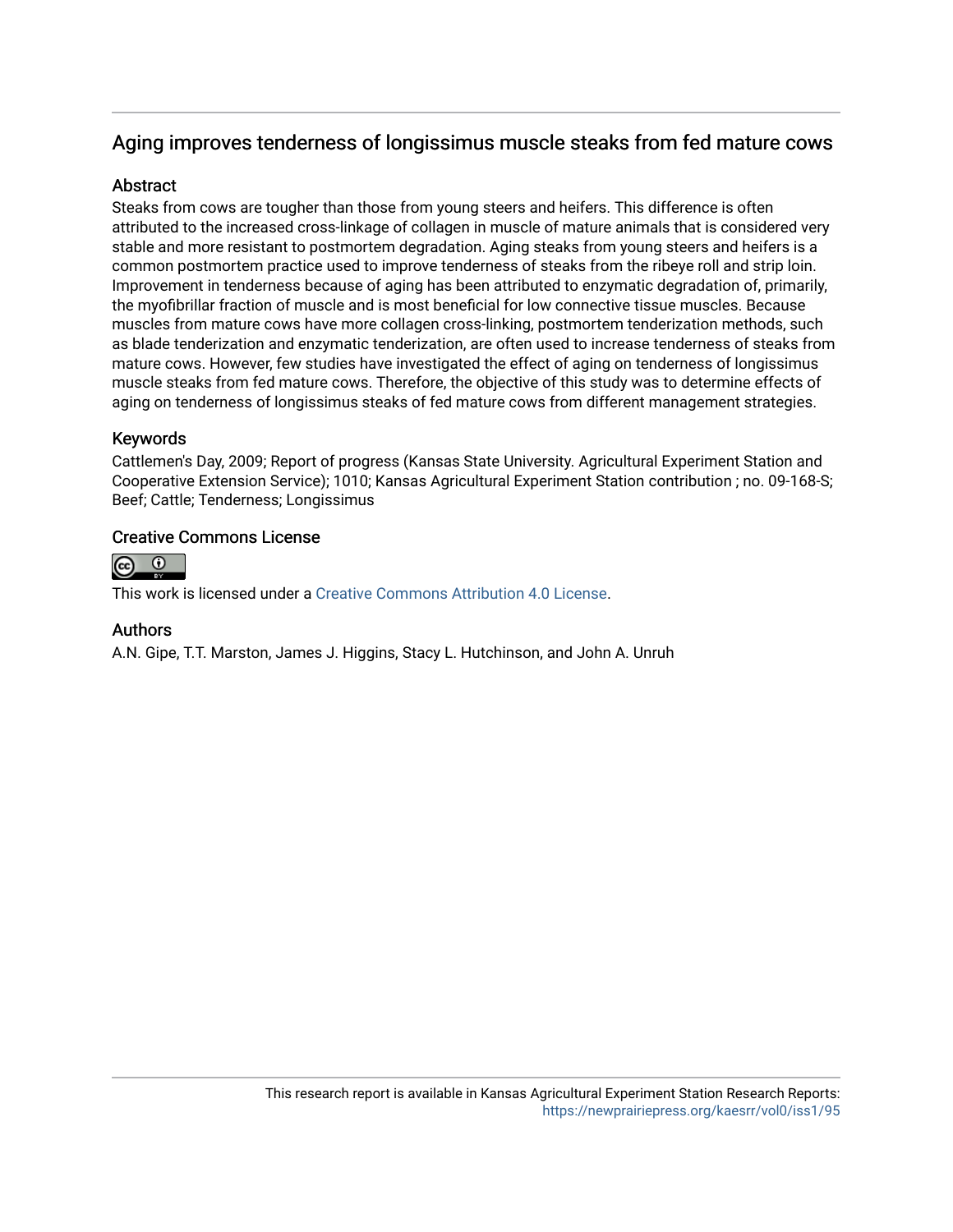## Aging improves tenderness of longissimus muscle steaks from fed mature cows

### Abstract

Steaks from cows are tougher than those from young steers and heifers. This difference is often attributed to the increased cross-linkage of collagen in muscle of mature animals that is considered very stable and more resistant to postmortem degradation. Aging steaks from young steers and heifers is a common postmortem practice used to improve tenderness of steaks from the ribeye roll and strip loin. Improvement in tenderness because of aging has been attributed to enzymatic degradation of, primarily, the myofibrillar fraction of muscle and is most beneficial for low connective tissue muscles. Because muscles from mature cows have more collagen cross-linking, postmortem tenderization methods, such as blade tenderization and enzymatic tenderization, are often used to increase tenderness of steaks from mature cows. However, few studies have investigated the effect of aging on tenderness of longissimus muscle steaks from fed mature cows. Therefore, the objective of this study was to determine effects of aging on tenderness of longissimus steaks of fed mature cows from different management strategies.

### Keywords

Cattlemen's Day, 2009; Report of progress (Kansas State University. Agricultural Experiment Station and Cooperative Extension Service); 1010; Kansas Agricultural Experiment Station contribution ; no. 09-168-S; Beef; Cattle; Tenderness; Longissimus

### Creative Commons License

This work is licensed under a Creative Commons Attribution 4.0 License.

### Authors

A.N. Gipe, T.T. Marston, James J. Higgins, Stacy L. Hutchinson, and John A. Unruh

This research report is available in Kansas Agricultural Experiment Station Research Reports: https://newprairiepress.org/kaesrr/vol0/iss1/95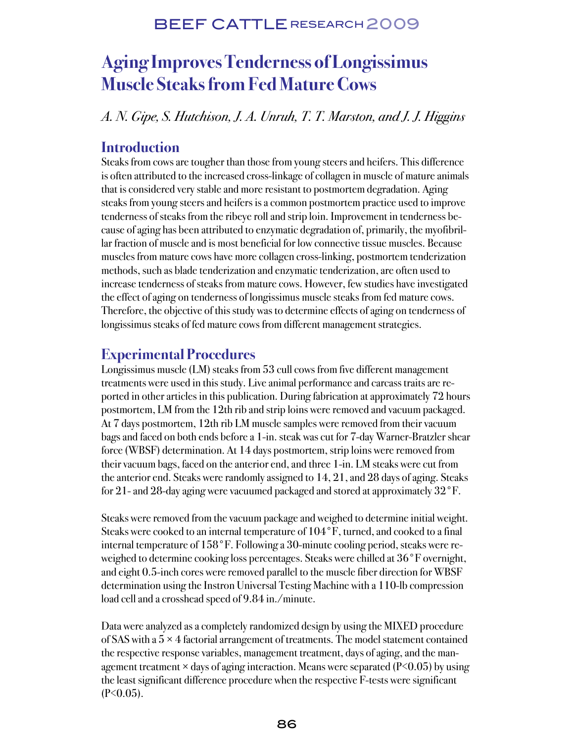# Aging Improves Tenderness of Longissimus Muscle Steaks from Fed Mature Cows

*A. N. Gipe, S. Hutchison, J. A. Unruh, T. T. Marston, and J. J. Higgins*

## Introduction

Steaks from cows are tougher than those from young steers and heifers. This difference is often attributed to the increased cross-linkage of collagen in muscle of mature animals that is considered very stable and more resistant to postmortem degradation. Aging steaks from young steers and heifers is a common postmortem practice used to improve tenderness of steaks from the ribeye roll and strip loin. Improvement in tenderness because of aging has been attributed to enzymatic degradation of, primarily, the myofibrillar fraction of muscle and is most beneficial for low connective tissue muscles. Because muscles from mature cows have more collagen cross-linking, postmortem tenderization methods, such as blade tenderization and enzymatic tenderization, are often used to increase tenderness of steaks from mature cows. However, few studies have investigated the effect of aging on tenderness of longissimus muscle steaks from fed mature cows. Therefore, the objective of this study was to determine effects of aging on tenderness of longissimus steaks of fed mature cows from different management strategies.

## Experimental Procedures

Longissimus muscle (LM) steaks from 53 cull cows from five different management treatments were used in this study. Live animal performance and carcass traits are reported in other articles in this publication. During fabrication at approximately 72 hours postmortem, LM from the 12th rib and strip loins were removed and vacuum packaged. At 7 days postmortem, 12th rib LM muscle samples were removed from their vacuum bags and faced on both ends before a 1-in. steak was cut for 7-day Warner-Bratzler shear force (WBSF) determination. At 14 days postmortem, strip loins were removed from their vacuum bags, faced on the anterior end, and three 1-in. LM steaks were cut from the anterior end. Steaks were randomly assigned to 14, 21, and 28 days of aging. Steaks for 21- and 28-day aging were vacuumed packaged and stored at approximately 32°F.

Steaks were removed from the vacuum package and weighed to determine initial weight. Steaks were cooked to an internal temperature of 104°F, turned, and cooked to a final internal temperature of 158°F. Following a 30-minute cooling period, steaks were reweighed to determine cooking loss percentages. Steaks were chilled at 36°F overnight, and eight 0.5-inch cores were removed parallel to the muscle fiber direction for WBSF determination using the Instron Universal Testing Machine with a 110-lb compression load cell and a crosshead speed of 9.84 in./minute.

Data were analyzed as a completely randomized design by using the MIXED procedure of SAS with a 5 × 4 factorial arrangement of treatments. The model statement contained the respective response variables, management treatment, days of aging, and the management treatment × days of aging interaction. Means were separated ($P<0.05$) by using the least significant difference procedure when the respective F-tests were significant ($P<0.05$).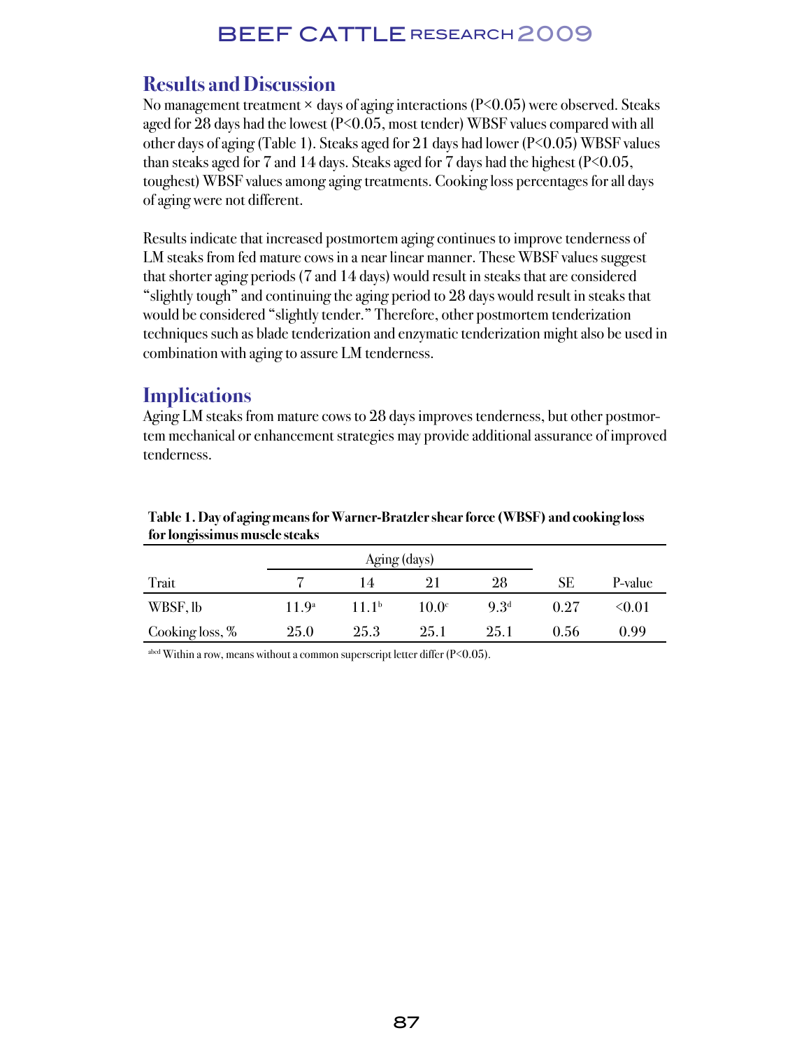## Results and Discussion

No management treatment × days of aging interactions ($P<0.05$) were observed. Steaks aged for 28 days had the lowest ($P<0.05$, most tender) WBSF values compared with all other days of aging (Table 1). Steaks aged for 21 days had lower ($P<0.05$) WBSF values than steaks aged for 7 and 14 days. Steaks aged for 7 days had the highest ($P<0.05$, toughest) WBSF values among aging treatments. Cooking loss percentages for all days of aging were not different.

Results indicate that increased postmortem aging continues to improve tenderness of LM steaks from fed mature cows in a near linear manner. These WBSF values suggest that shorter aging periods (7 and 14 days) would result in steaks that are considered "slightly tough" and continuing the aging period to 28 days would result in steaks that would be considered "slightly tender." Therefore, other postmortem tenderization techniques such as blade tenderization and enzymatic tenderization might also be used in combination with aging to assure LM tenderness.

## Implications

Aging LM steaks from mature cows to 28 days improves tenderness, but other postmortem mechanical or enhancement strategies may provide additional assurance of improved tenderness.

**Table 1. Day of aging means for Warner-Bratzler shear force (WBSF) and cooking loss for longissimus muscle steaks**

| | Aging (days) | | | | | |
|---|---|---|---|---|---|---|
| Trait | 7 | 14 | 21 | 28 | SE | P-value |
| WBSF, lb | 11.9[a] | 11.1[b] | 10.0[c] | 9.3[d] | 0.27 | <0.01 |
| Cooking loss, % | 25.0 | 25.3 | 25.1 | 25.1 | 0.56 | 0.99 |

[abcd] Within a row, means without a common superscript letter differ ($P<0.05$).